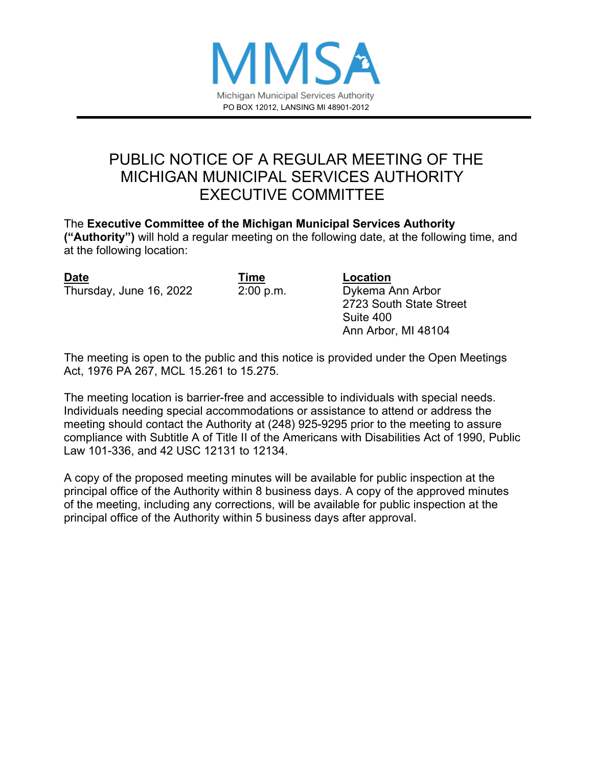MMSA

Michigan Municipal Services Authority

PO BOX 12012, LANSING MI 48901-2012

# PUBLIC NOTICE OF A REGULAR MEETING OF THE MICHIGAN MUNICIPAL SERVICES AUTHORITY EXECUTIVE COMMITTEE

The **Executive Committee of the Michigan Municipal Services Authority ("Authority")** will hold a regular meeting on the following date, at the following time, and at the following location:

| **Date** | **Time** | **Location** |
| --- | --- | --- |
| Thursday, June 16, 2022 | 2:00 p.m. | Dykema Ann Arbor<br>2723 South State Street<br>Suite 400<br>Ann Arbor, MI 48104 |

The meeting is open to the public and this notice is provided under the Open Meetings Act, 1976 PA 267, MCL 15.261 to 15.275.

The meeting location is barrier-free and accessible to individuals with special needs. Individuals needing special accommodations or assistance to attend or address the meeting should contact the Authority at (248) 925-9295 prior to the meeting to assure compliance with Subtitle A of Title II of the Americans with Disabilities Act of 1990, Public Law 101-336, and 42 USC 12131 to 12134.

A copy of the proposed meeting minutes will be available for public inspection at the principal office of the Authority within 8 business days. A copy of the approved minutes of the meeting, including any corrections, will be available for public inspection at the principal office of the Authority within 5 business days after approval.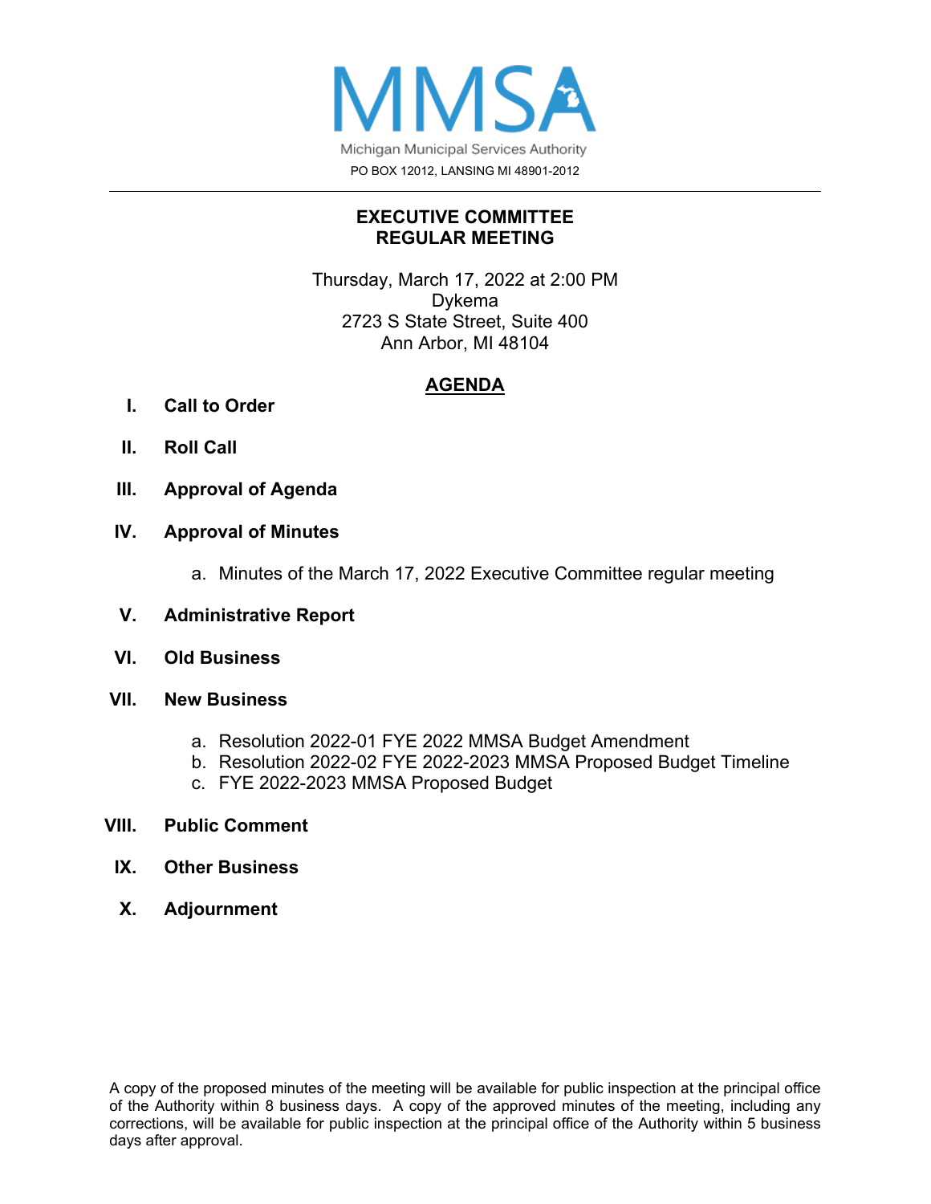# MMSA

Michigan Municipal Services Authority

PO BOX 12012, LANSING MI 48901-2012

---

## EXECUTIVE COMMITTEE
## REGULAR MEETING

Thursday, March 17, 2022 at 2:00 PM
Dykema
2723 S State Street, Suite 400
Ann Arbor, MI 48104

## AGENDA

**I. Call to Order**

**II. Roll Call**

**III. Approval of Agenda**

**IV. Approval of Minutes**

a. Minutes of the March 17, 2022 Executive Committee regular meeting

**V. Administrative Report**

**VI. Old Business**

**VII. New Business**

a. Resolution 2022-01 FYE 2022 MMSA Budget Amendment
b. Resolution 2022-02 FYE 2022-2023 MMSA Proposed Budget Timeline
c. FYE 2022-2023 MMSA Proposed Budget

**VIII. Public Comment**

**IX. Other Business**

**X. Adjournment**

A copy of the proposed minutes of the meeting will be available for public inspection at the principal office of the Authority within 8 business days. A copy of the approved minutes of the meeting, including any corrections, will be available for public inspection at the principal office of the Authority within 5 business days after approval.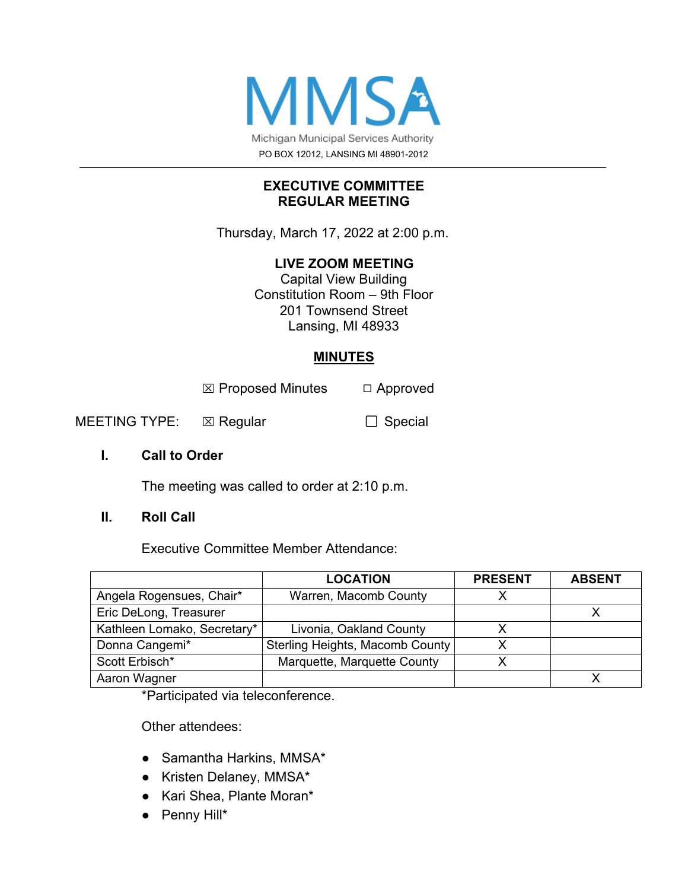MMSA

Michigan Municipal Services Authority

PO BOX 12012, LANSING MI 48901-2012

---

**EXECUTIVE COMMITTEE**
**REGULAR MEETING**

Thursday, March 17, 2022 at 2:00 p.m.

**LIVE ZOOM MEETING**
Capital View Building
Constitution Room – 9th Floor
201 Townsend Street
Lansing, MI 48933

**MINUTES**

☒ Proposed Minutes ☐ Approved

MEETING TYPE: ☒ Regular ☐ Special

## I. Call to Order

The meeting was called to order at 2:10 p.m.

## II. Roll Call

Executive Committee Member Attendance:

| | LOCATION | PRESENT | ABSENT |
|---|---|---|---|
| Angela Rogensues, Chair* | Warren, Macomb County | X | |
| Eric DeLong, Treasurer | | | X |
| Kathleen Lomako, Secretary* | Livonia, Oakland County | X | |
| Donna Cangemi* | Sterling Heights, Macomb County | X | |
| Scott Erbisch* | Marquette, Marquette County | X | |
| Aaron Wagner | | | X |

*Participated via teleconference.

Other attendees:

- Samantha Harkins, MMSA*
- Kristen Delaney, MMSA*
- Kari Shea, Plante Moran*
- Penny Hill*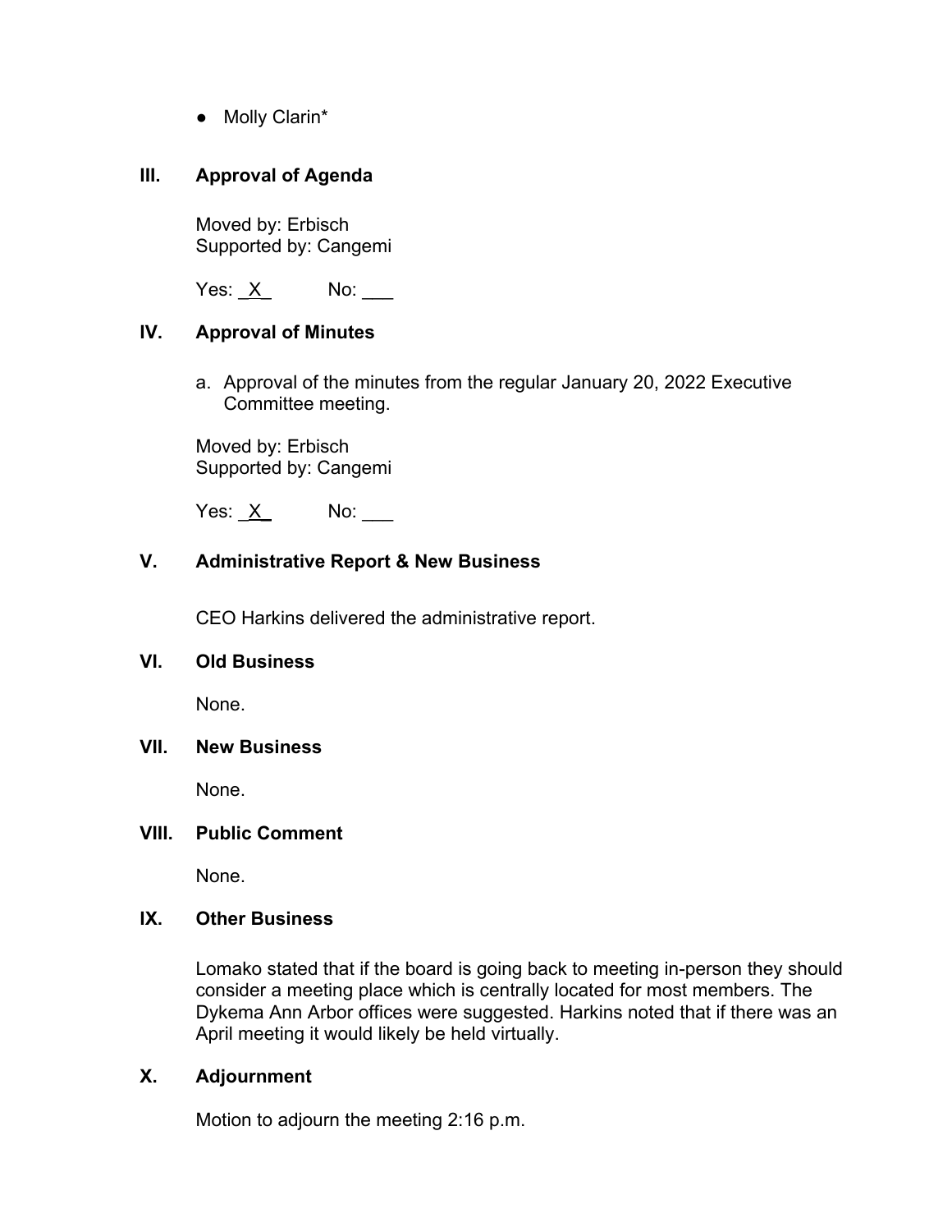- Molly Clarin*

### III. Approval of Agenda

Moved by: Erbisch
Supported by: Cangemi

Yes: _X_ No: ___

### IV. Approval of Minutes

a. Approval of the minutes from the regular January 20, 2022 Executive Committee meeting.

Moved by: Erbisch
Supported by: Cangemi

Yes: _X_ No: ___

### V. Administrative Report & New Business

CEO Harkins delivered the administrative report.

### VI. Old Business

None.

### VII. New Business

None.

### VIII. Public Comment

None.

### IX. Other Business

Lomako stated that if the board is going back to meeting in-person they should consider a meeting place which is centrally located for most members. The Dykema Ann Arbor offices were suggested. Harkins noted that if there was an April meeting it would likely be held virtually.

### X. Adjournment

Motion to adjourn the meeting 2:16 p.m.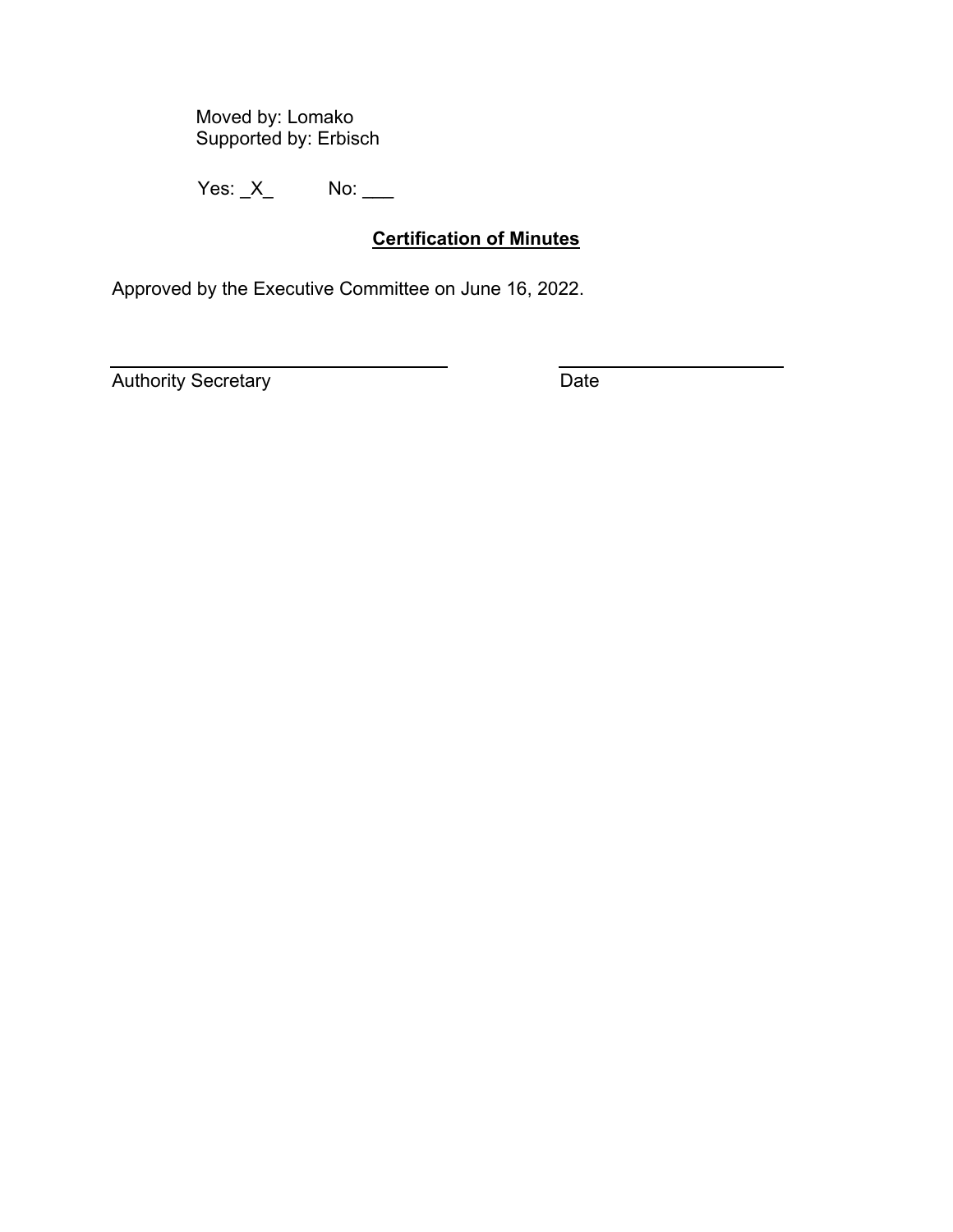Moved by: Lomako
Supported by: Erbisch

Yes: _X_ No: ___

## **Certification of Minutes**

Approved by the Executive Committee on June 16, 2022.

Authority Secretary                    Date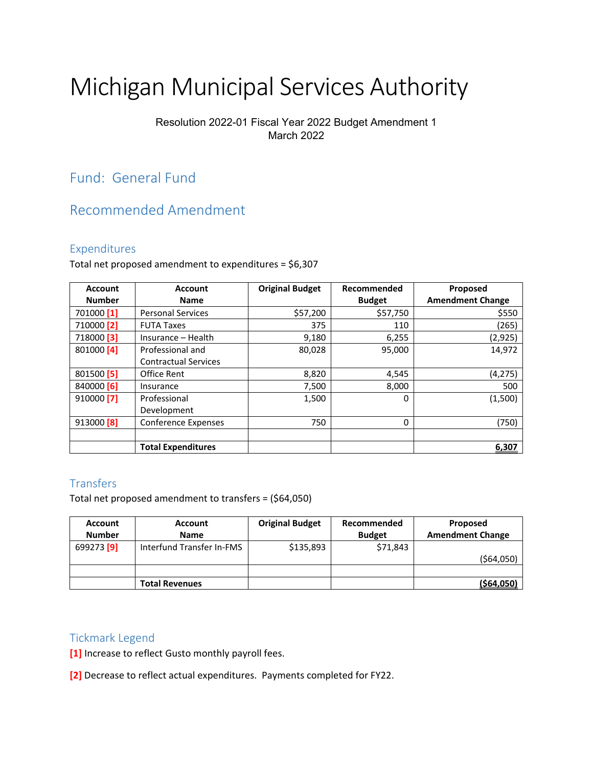# Michigan Municipal Services Authority

Resolution 2022-01 Fiscal Year 2022 Budget Amendment 1
March 2022

## Fund: General Fund

## Recommended Amendment

### Expenditures

Total net proposed amendment to expenditures = $6,307

| Account Number | Account Name | Original Budget | Recommended Budget | Proposed Amendment Change |
|---|---|---|---|---|
| 701000 [1] | Personal Services | $57,200 | $57,750 | $550 |
| 710000 [2] | FUTA Taxes | 375 | 110 | (265) |
| 718000 [3] | Insurance – Health | 9,180 | 6,255 | (2,925) |
| 801000 [4] | Professional and Contractual Services | 80,028 | 95,000 | 14,972 |
| 801500 [5] | Office Rent | 8,820 | 4,545 | (4,275) |
| 840000 [6] | Insurance | 7,500 | 8,000 | 500 |
| 910000 [7] | Professional Development | 1,500 | 0 | (1,500) |
| 913000 [8] | Conference Expenses | 750 | 0 | (750) |
| | | | | |
| | **Total Expenditures** | | | **6,307** |

### Transfers

Total net proposed amendment to transfers = ($64,050)

| Account Number | Account Name | Original Budget | Recommended Budget | Proposed Amendment Change |
|---|---|---|---|---|
| 699273 [9] | Interfund Transfer In-FMS | $135,893 | $71,843 | ($64,050) |
| | | | | |
| | **Total Revenues** | | | **($64,050)** |

### Tickmark Legend

[1] Increase to reflect Gusto monthly payroll fees.

[2] Decrease to reflect actual expenditures. Payments completed for FY22.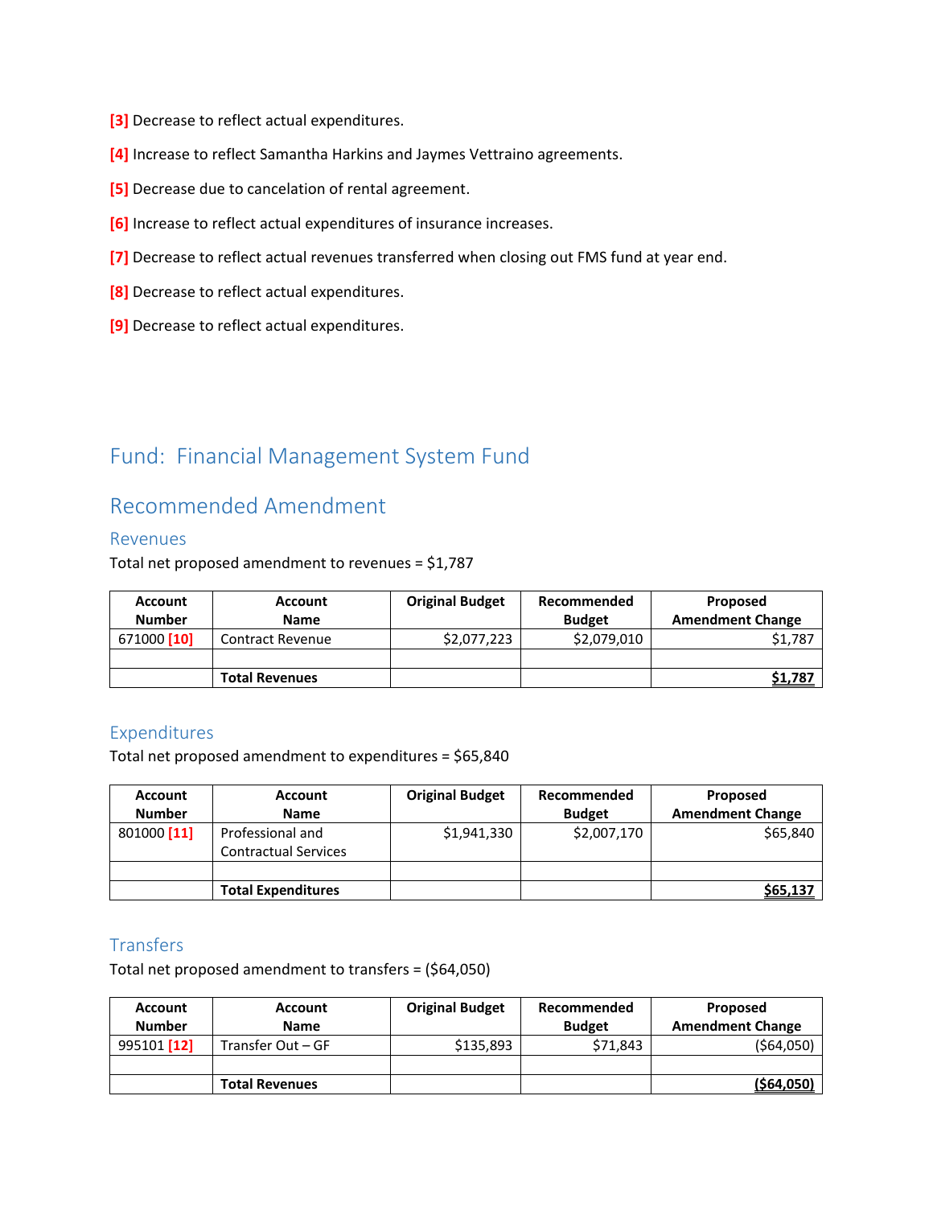[3] Decrease to reflect actual expenditures.

[4] Increase to reflect Samantha Harkins and Jaymes Vettraino agreements.

[5] Decrease due to cancelation of rental agreement.

[6] Increase to reflect actual expenditures of insurance increases.

[7] Decrease to reflect actual revenues transferred when closing out FMS fund at year end.

[8] Decrease to reflect actual expenditures.

[9] Decrease to reflect actual expenditures.

# Fund: Financial Management System Fund

## Recommended Amendment

### Revenues

Total net proposed amendment to revenues = $1,787

| Account Number | Account Name | Original Budget | Recommended Budget | Proposed Amendment Change |
|---|---|---|---|---|
| 671000 [10] | Contract Revenue | $2,077,223 | $2,079,010 | $1,787 |
| | | | | |
| | **Total Revenues** | | | **$1,787** |

### Expenditures

Total net proposed amendment to expenditures = $65,840

| Account Number | Account Name | Original Budget | Recommended Budget | Proposed Amendment Change |
|---|---|---|---|---|
| 801000 [11] | Professional and Contractual Services | $1,941,330 | $2,007,170 | $65,840 |
| | | | | |
| | **Total Expenditures** | | | **$65,137** |

### Transfers

Total net proposed amendment to transfers = ($64,050)

| Account Number | Account Name | Original Budget | Recommended Budget | Proposed Amendment Change |
|---|---|---|---|---|
| 995101 [12] | Transfer Out – GF | $135,893 | $71,843 | ($64,050) |
| | | | | |
| | **Total Revenues** | | | **($64,050)** |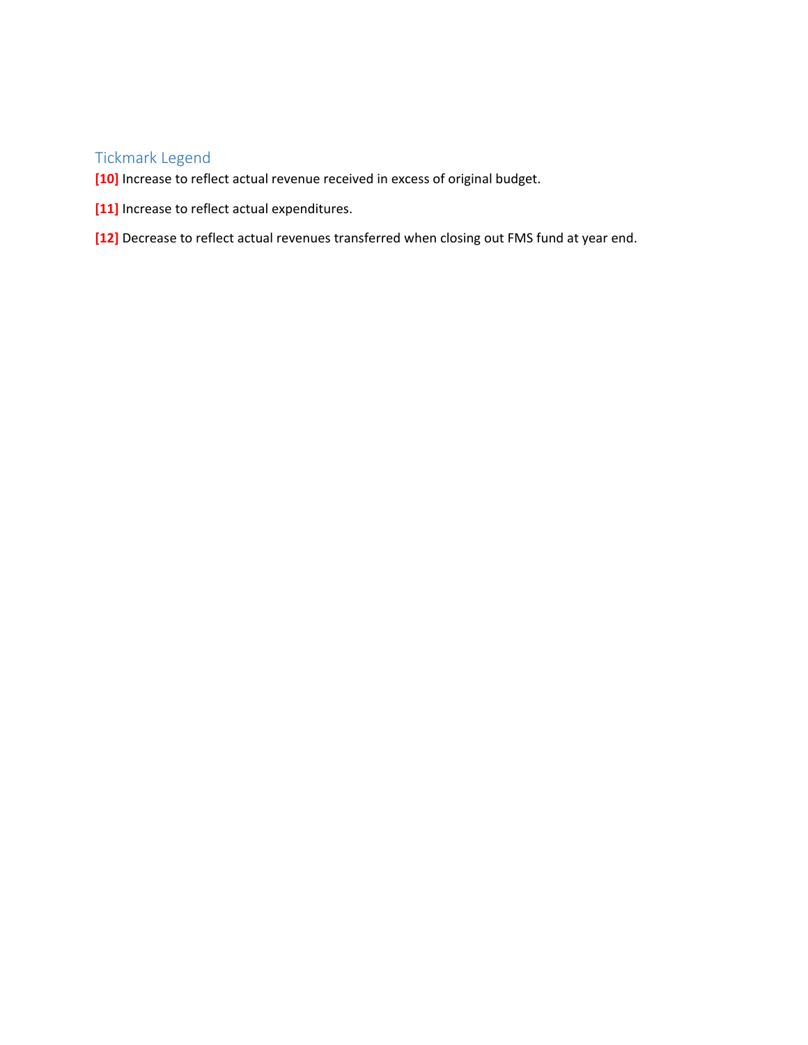## Tickmark Legend

**[10]** Increase to reflect actual revenue received in excess of original budget.

**[11]** Increase to reflect actual expenditures.

**[12]** Decrease to reflect actual revenues transferred when closing out FMS fund at year end.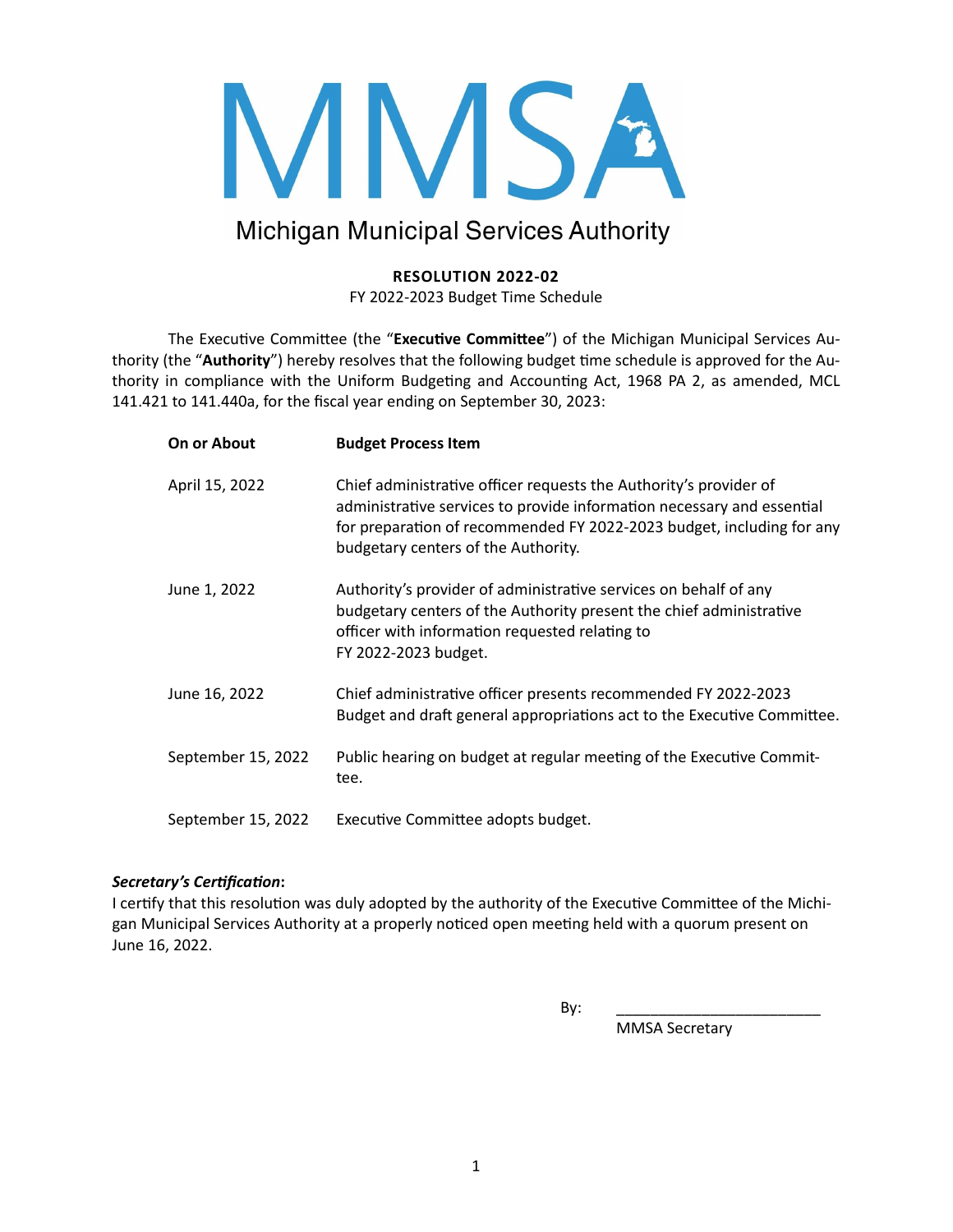# MMSA

Michigan Municipal Services Authority

**RESOLUTION 2022-02**

FY 2022-2023 Budget Time Schedule

The Executive Committee (the "**Executive Committee**") of the Michigan Municipal Services Authority (the "**Authority**") hereby resolves that the following budget time schedule is approved for the Authority in compliance with the Uniform Budgeting and Accounting Act, 1968 PA 2, as amended, MCL 141.421 to 141.440a, for the fiscal year ending on September 30, 2023:

| On or About | Budget Process Item |
|---|---|
| April 15, 2022 | Chief administrative officer requests the Authority's provider of administrative services to provide information necessary and essential for preparation of recommended FY 2022-2023 budget, including for any budgetary centers of the Authority. |
| June 1, 2022 | Authority's provider of administrative services on behalf of any budgetary centers of the Authority present the chief administrative officer with information requested relating to FY 2022-2023 budget. |
| June 16, 2022 | Chief administrative officer presents recommended FY 2022-2023 Budget and draft general appropriations act to the Executive Committee. |
| September 15, 2022 | Public hearing on budget at regular meeting of the Executive Committee. |
| September 15, 2022 | Executive Committee adopts budget. |

***Secretary's Certification*:**

I certify that this resolution was duly adopted by the authority of the Executive Committee of the Michigan Municipal Services Authority at a properly noticed open meeting held with a quorum present on June 16, 2022.

By: ________________________

MMSA Secretary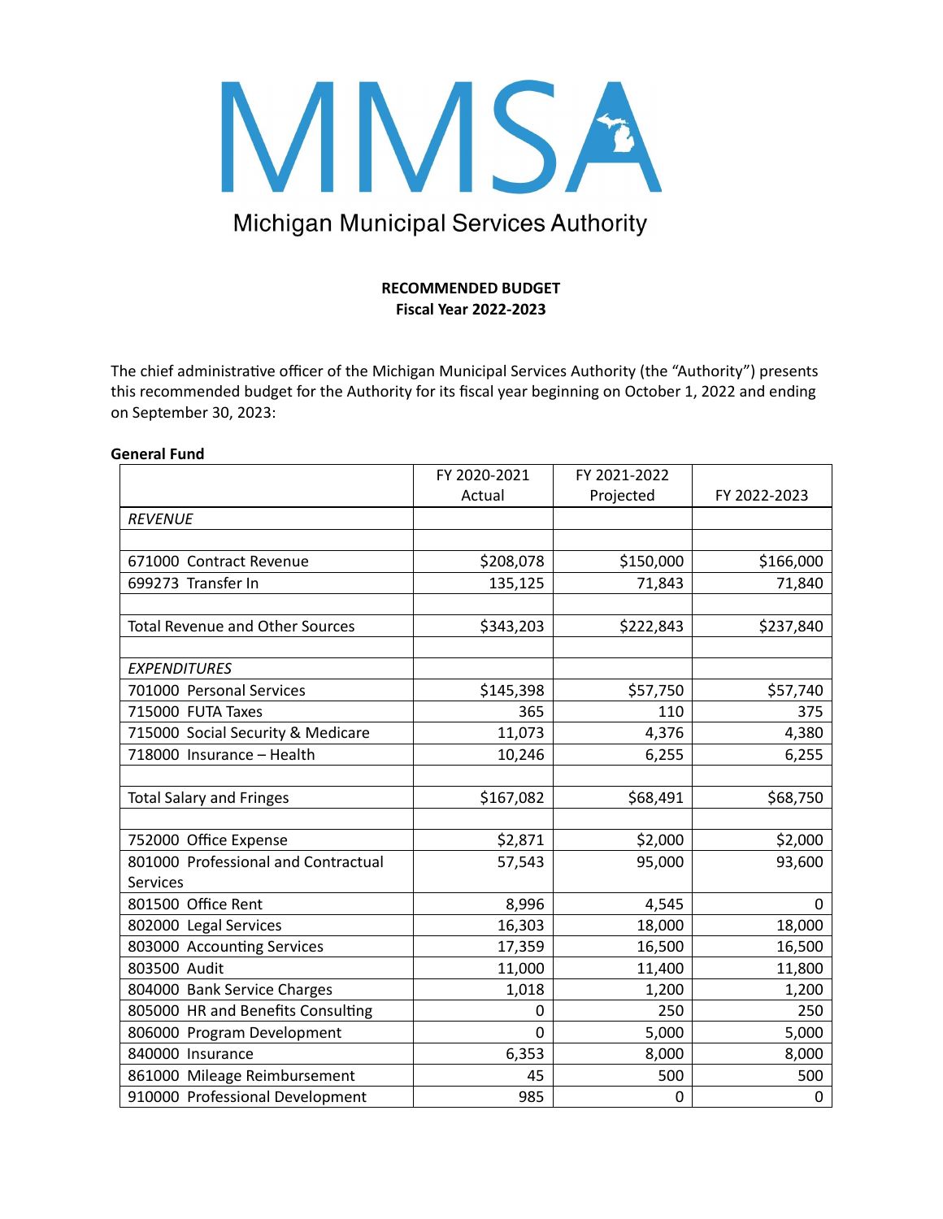# MMSA

Michigan Municipal Services Authority

**RECOMMENDED BUDGET**
**Fiscal Year 2022-2023**

The chief administrative officer of the Michigan Municipal Services Authority (the "Authority") presents this recommended budget for the Authority for its fiscal year beginning on October 1, 2022 and ending on September 30, 2023:

**General Fund**

| | FY 2020-2021 Actual | FY 2021-2022 Projected | FY 2022-2023 |
|---|---|---|---|
| *REVENUE* | | | |
| | | | |
| 671000 Contract Revenue | $208,078 | $150,000 | $166,000 |
| 699273 Transfer In | 135,125 | 71,843 | 71,840 |
| | | | |
| Total Revenue and Other Sources | $343,203 | $222,843 | $237,840 |
| | | | |
| *EXPENDITURES* | | | |
| 701000 Personal Services | $145,398 | $57,750 | $57,740 |
| 715000 FUTA Taxes | 365 | 110 | 375 |
| 715000 Social Security & Medicare | 11,073 | 4,376 | 4,380 |
| 718000 Insurance – Health | 10,246 | 6,255 | 6,255 |
| | | | |
| Total Salary and Fringes | $167,082 | $68,491 | $68,750 |
| | | | |
| 752000 Office Expense | $2,871 | $2,000 | $2,000 |
| 801000 Professional and Contractual Services | 57,543 | 95,000 | 93,600 |
| 801500 Office Rent | 8,996 | 4,545 | 0 |
| 802000 Legal Services | 16,303 | 18,000 | 18,000 |
| 803000 Accounting Services | 17,359 | 16,500 | 16,500 |
| 803500 Audit | 11,000 | 11,400 | 11,800 |
| 804000 Bank Service Charges | 1,018 | 1,200 | 1,200 |
| 805000 HR and Benefits Consulting | 0 | 250 | 250 |
| 806000 Program Development | 0 | 5,000 | 5,000 |
| 840000 Insurance | 6,353 | 8,000 | 8,000 |
| 861000 Mileage Reimbursement | 45 | 500 | 500 |
| 910000 Professional Development | 985 | 0 | 0 |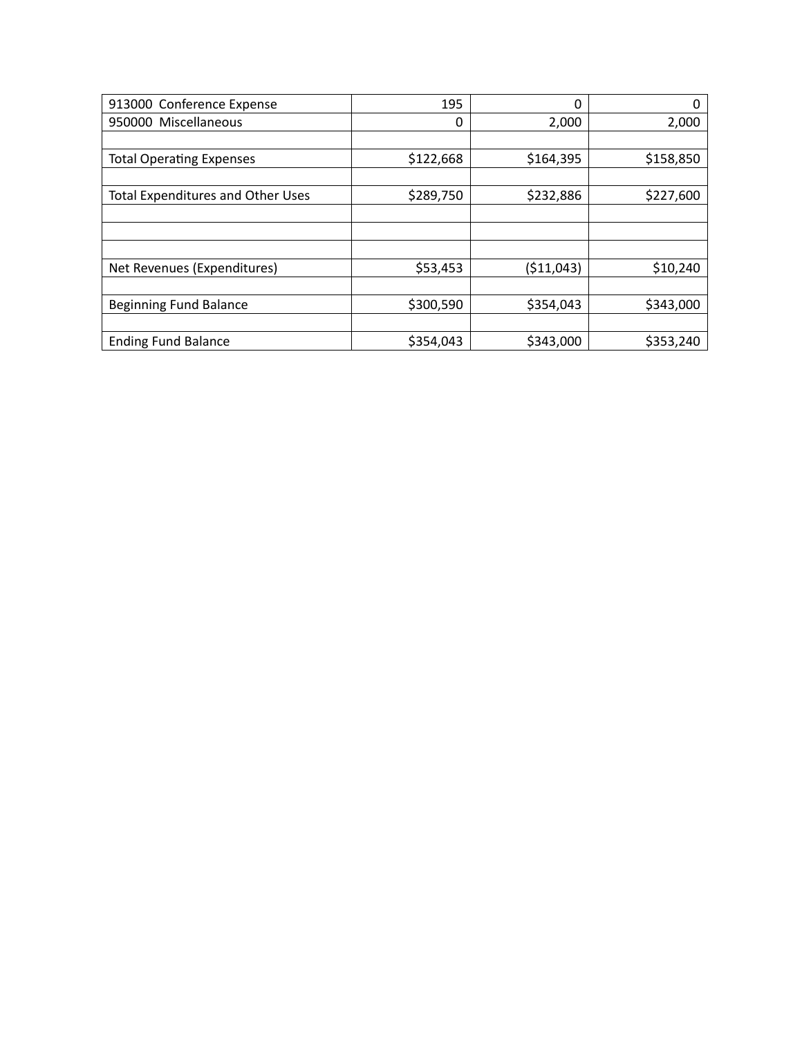| | | | |
|---|---|---|---|
| 913000 Conference Expense | 195 | 0 | 0 |
| 950000 Miscellaneous | 0 | 2,000 | 2,000 |
| | | | |
| Total Operating Expenses | $122,668 | $164,395 | $158,850 |
| | | | |
| Total Expenditures and Other Uses | $289,750 | $232,886 | $227,600 |
| | | | |
| | | | |
| | | | |
| Net Revenues (Expenditures) | $53,453 | ($11,043) | $10,240 |
| | | | |
| Beginning Fund Balance | $300,590 | $354,043 | $343,000 |
| | | | |
| Ending Fund Balance | $354,043 | $343,000 | $353,240 |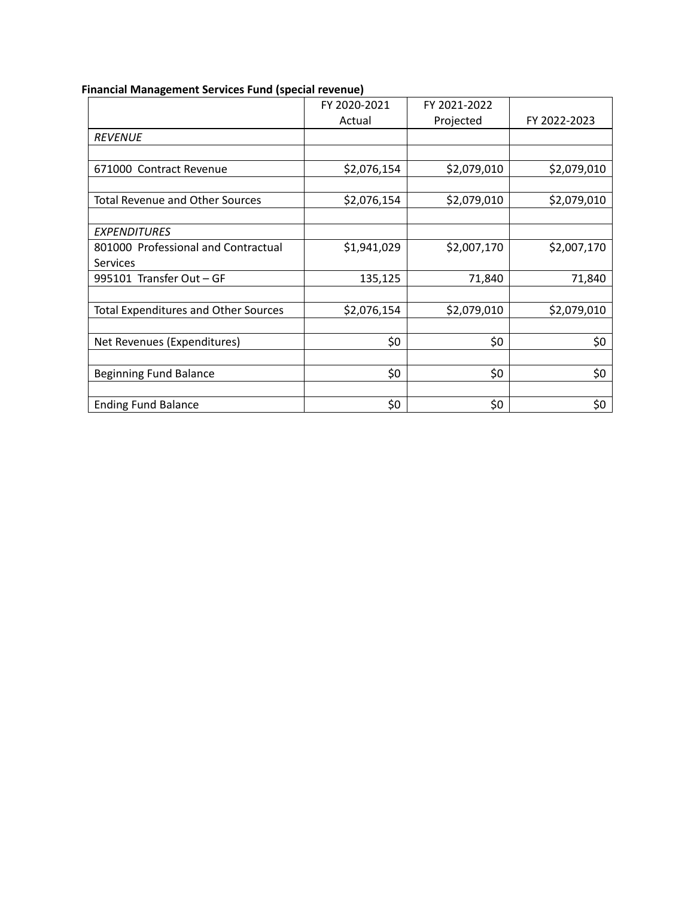**Financial Management Services Fund (special revenue)**

| | FY 2020-2021 Actual | FY 2021-2022 Projected | FY 2022-2023 |
|---|---|---|---|
| *REVENUE* | | | |
| | | | |
| 671000 Contract Revenue | $2,076,154 | $2,079,010 | $2,079,010 |
| | | | |
| Total Revenue and Other Sources | $2,076,154 | $2,079,010 | $2,079,010 |
| | | | |
| *EXPENDITURES* | | | |
| 801000 Professional and Contractual Services | $1,941,029 | $2,007,170 | $2,007,170 |
| 995101 Transfer Out – GF | 135,125 | 71,840 | 71,840 |
| | | | |
| Total Expenditures and Other Sources | $2,076,154 | $2,079,010 | $2,079,010 |
| | | | |
| Net Revenues (Expenditures) | $0 | $0 | $0 |
| | | | |
| Beginning Fund Balance | $0 | $0 | $0 |
| | | | |
| Ending Fund Balance | $0 | $0 | $0 |